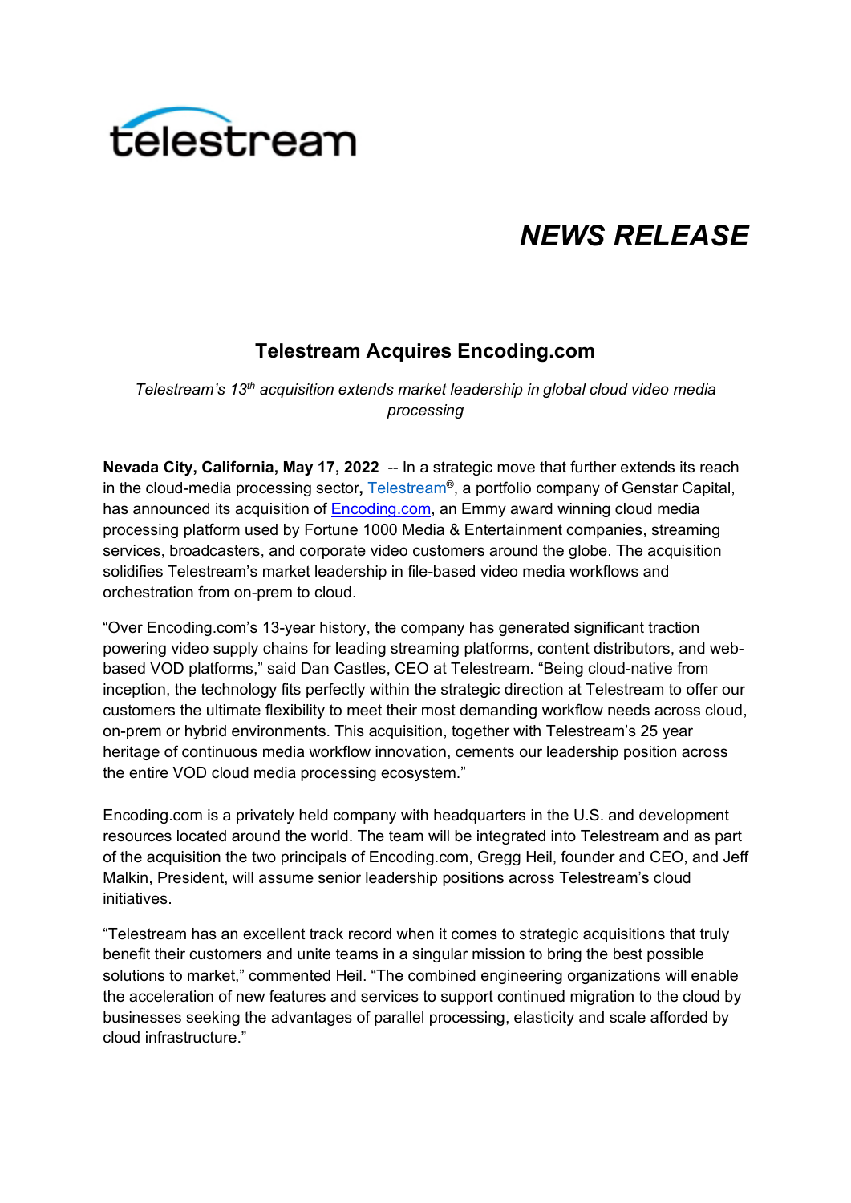telestream

# NEWS RELEASE

## Telestream Acquires Encoding.com

*Telestream's 13th acquisition extends market leadership in global cloud video media processing*

**Nevada City, California, May 17, 2022** -- In a strategic move that further extends its reach in the cloud-media processing sector**,** Telestream®, a portfolio company of Genstar Capital, has announced its acquisition of Encoding.com, an Emmy award winning cloud media processing platform used by Fortune 1000 Media & Entertainment companies, streaming services, broadcasters, and corporate video customers around the globe. The acquisition solidifies Telestream's market leadership in file-based video media workflows and orchestration from on-prem to cloud.

"Over Encoding.com's 13-year history, the company has generated significant traction powering video supply chains for leading streaming platforms, content distributors, and web-based VOD platforms," said Dan Castles, CEO at Telestream. "Being cloud-native from inception, the technology fits perfectly within the strategic direction at Telestream to offer our customers the ultimate flexibility to meet their most demanding workflow needs across cloud, on-prem or hybrid environments. This acquisition, together with Telestream's 25 year heritage of continuous media workflow innovation, cements our leadership position across the entire VOD cloud media processing ecosystem."

Encoding.com is a privately held company with headquarters in the U.S. and development resources located around the world. The team will be integrated into Telestream and as part of the acquisition the two principals of Encoding.com, Gregg Heil, founder and CEO, and Jeff Malkin, President, will assume senior leadership positions across Telestream's cloud initiatives.

"Telestream has an excellent track record when it comes to strategic acquisitions that truly benefit their customers and unite teams in a singular mission to bring the best possible solutions to market," commented Heil. "The combined engineering organizations will enable the acceleration of new features and services to support continued migration to the cloud by businesses seeking the advantages of parallel processing, elasticity and scale afforded by cloud infrastructure."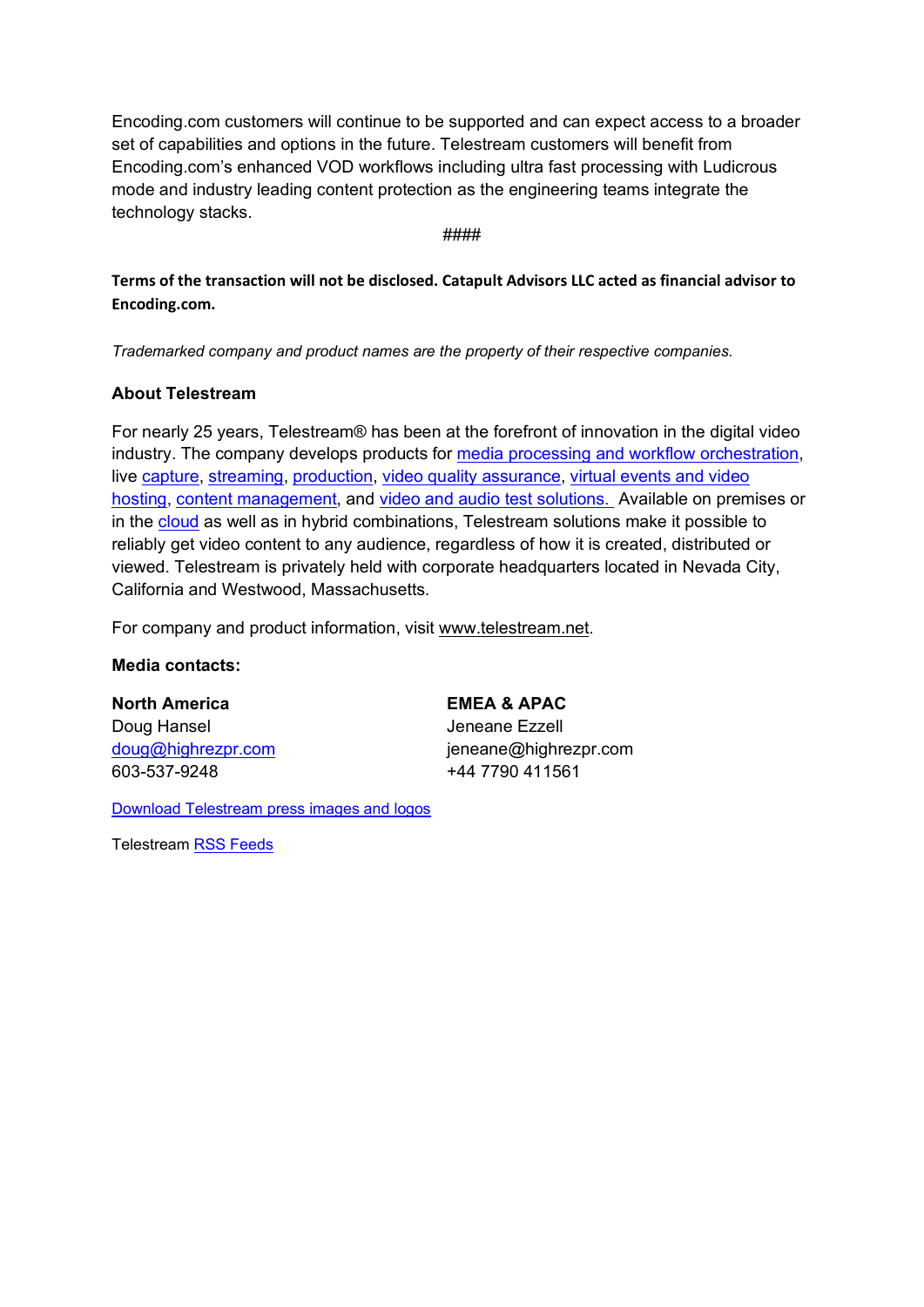Encoding.com customers will continue to be supported and can expect access to a broader set of capabilities and options in the future. Telestream customers will benefit from Encoding.com's enhanced VOD workflows including ultra fast processing with Ludicrous mode and industry leading content protection as the engineering teams integrate the technology stacks.

####

**Terms of the transaction will not be disclosed. Catapult Advisors LLC acted as financial advisor to Encoding.com.**

*Trademarked company and product names are the property of their respective companies.*

### About Telestream

For nearly 25 years, Telestream® has been at the forefront of innovation in the digital video industry. The company develops products for media processing and workflow orchestration, live capture, streaming, production, video quality assurance, virtual events and video hosting, content management, and video and audio test solutions. Available on premises or in the cloud as well as in hybrid combinations, Telestream solutions make it possible to reliably get video content to any audience, regardless of how it is created, distributed or viewed. Telestream is privately held with corporate headquarters located in Nevada City, California and Westwood, Massachusetts.

For company and product information, visit www.telestream.net.

**Media contacts:**

**North America**
Doug Hansel
doug@highrezpr.com
603-537-9248

**EMEA & APAC**
Jeneane Ezzell
jeneane@highrezpr.com
+44 7790 411561

Download Telestream press images and logos

Telestream RSS Feeds